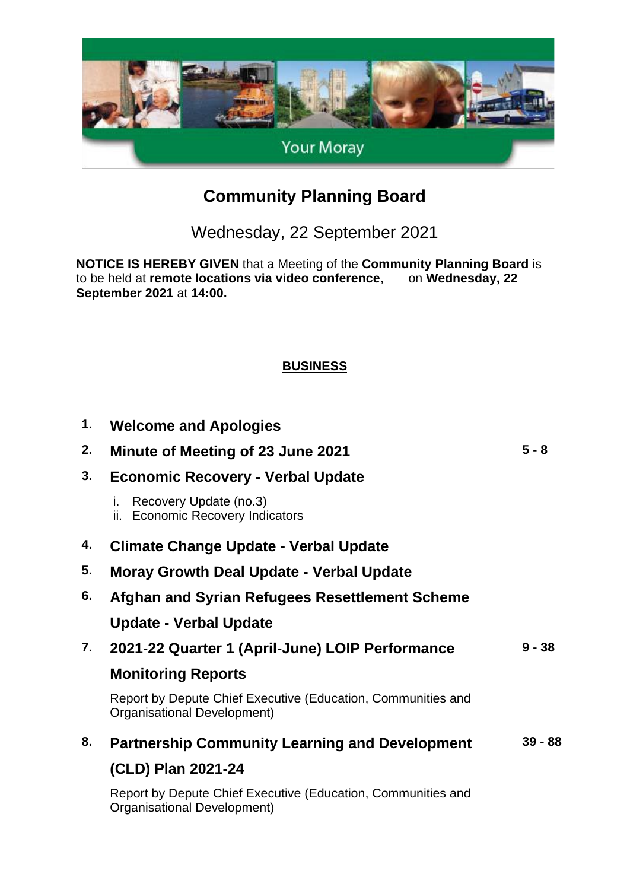Your Moray

# Community Planning Board

Wednesday, 22 September 2021

**NOTICE IS HEREBY GIVEN** that a Meeting of the **Community Planning Board** is to be held at **remote locations via video conference**, on **Wednesday, 22 September 2021** at **14:00.**

## BUSINESS

| | | |
|---|---|---|
| **1.** | **Welcome and Apologies** | |
| **2.** | **Minute of Meeting of 23 June 2021** | **5 - 8** |
| **3.** | **Economic Recovery - Verbal Update**<br>i. Recovery Update (no.3)<br>ii. Economic Recovery Indicators | |
| **4.** | **Climate Change Update - Verbal Update** | |
| **5.** | **Moray Growth Deal Update - Verbal Update** | |
| **6.** | **Afghan and Syrian Refugees Resettlement Scheme Update - Verbal Update** | |
| **7.** | **2021-22 Quarter 1 (April-June) LOIP Performance Monitoring Reports**<br>Report by Depute Chief Executive (Education, Communities and Organisational Development) | **9 - 38** |
| **8.** | **Partnership Community Learning and Development (CLD) Plan 2021-24**<br>Report by Depute Chief Executive (Education, Communities and Organisational Development) | **39 - 88** |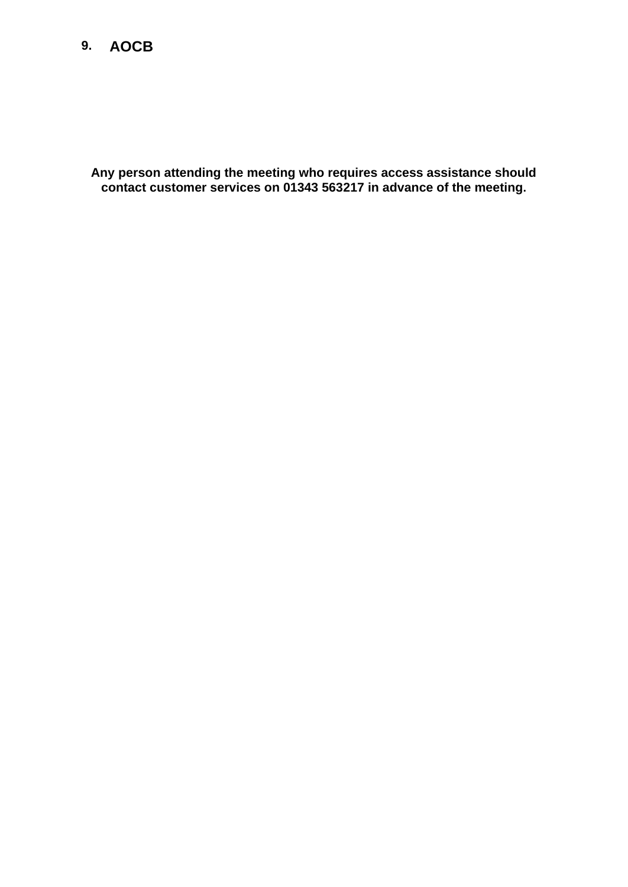## 9. AOCB

**Any person attending the meeting who requires access assistance should contact customer services on 01343 563217 in advance of the meeting.**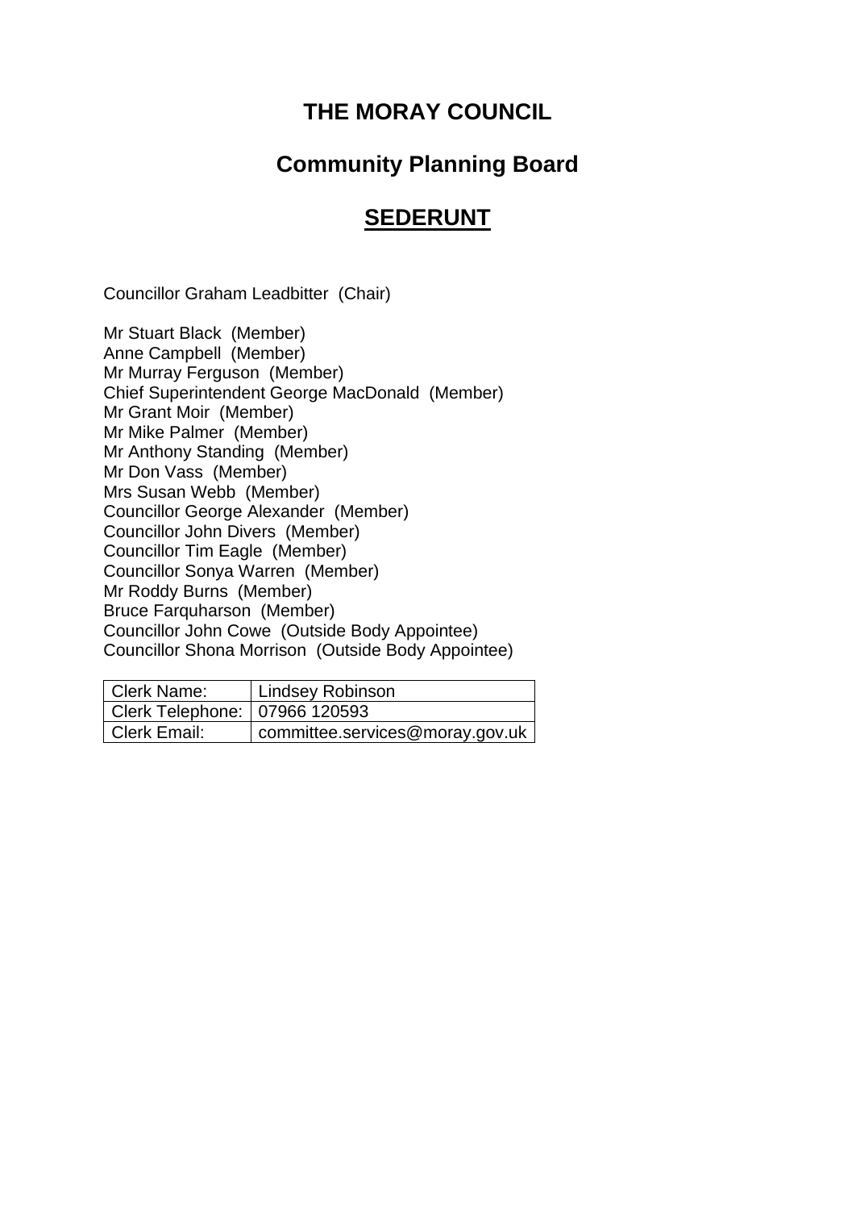# THE MORAY COUNCIL

## Community Planning Board

## SEDERUNT

Councillor Graham Leadbitter (Chair)

Mr Stuart Black (Member)
Anne Campbell (Member)
Mr Murray Ferguson (Member)
Chief Superintendent George MacDonald (Member)
Mr Grant Moir (Member)
Mr Mike Palmer (Member)
Mr Anthony Standing (Member)
Mr Don Vass (Member)
Mrs Susan Webb (Member)
Councillor George Alexander (Member)
Councillor John Divers (Member)
Councillor Tim Eagle (Member)
Councillor Sonya Warren (Member)
Mr Roddy Burns (Member)
Bruce Farquharson (Member)
Councillor John Cowe (Outside Body Appointee)
Councillor Shona Morrison (Outside Body Appointee)

| | |
|---|---|
| Clerk Name: | Lindsey Robinson |
| Clerk Telephone: | 07966 120593 |
| Clerk Email: | committee.services@moray.gov.uk |